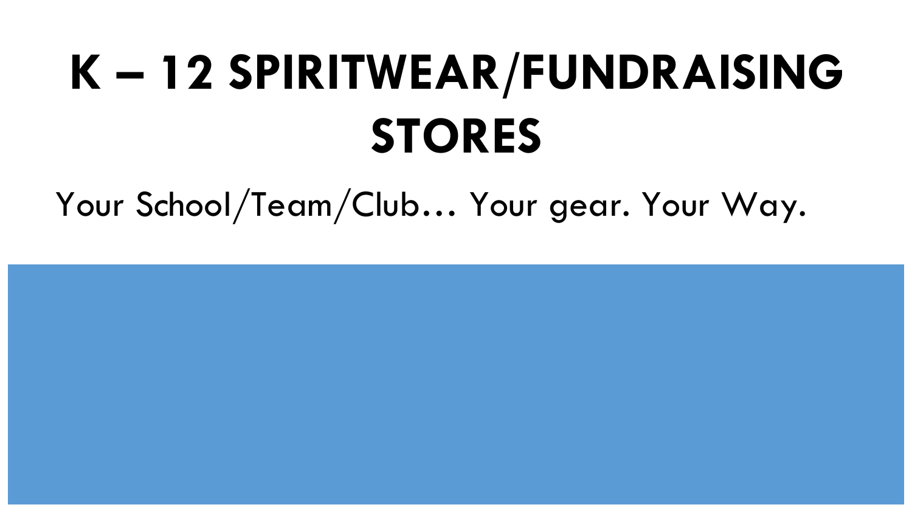# K – 12 SPIRITWEAR/FUNDRAISING STORES

Your School/Team/Club… Your gear. Your Way.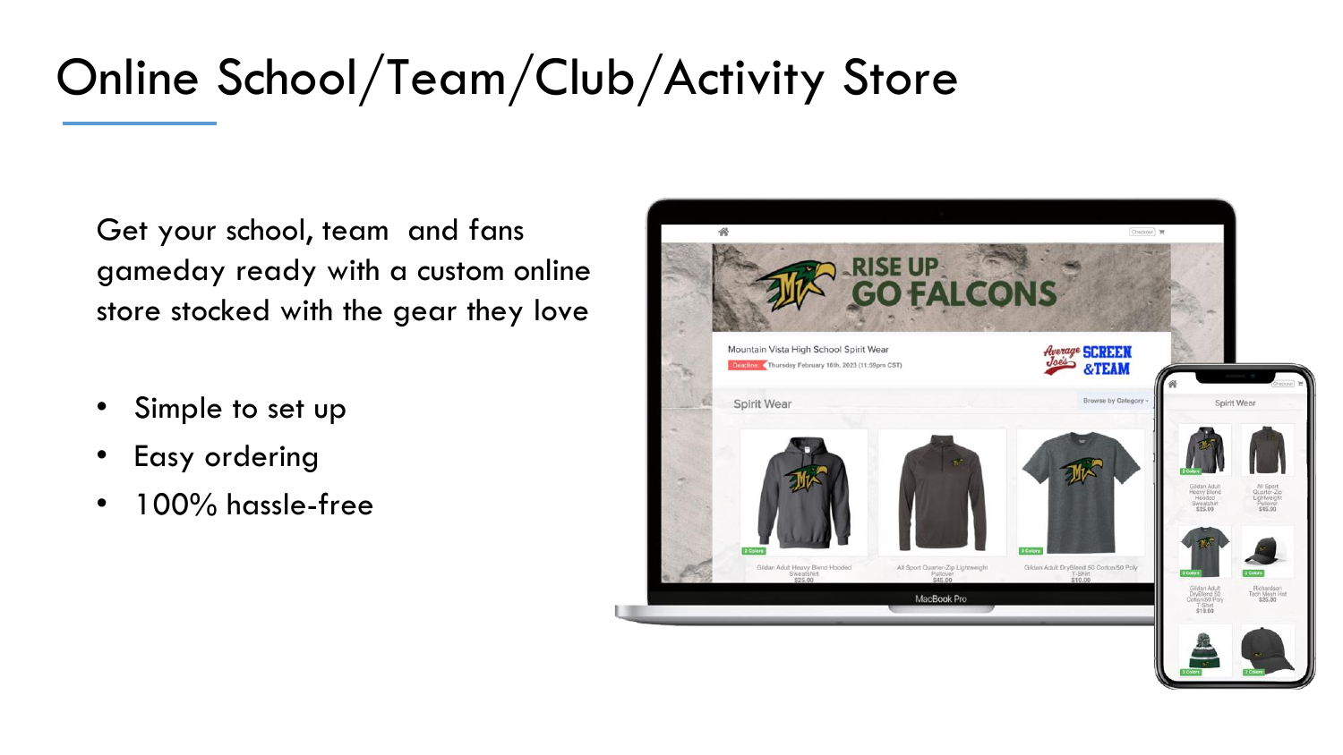# Online School/Team/Club/Activity Store

Get your school, team and fans gameday ready with a custom online store stocked with the gear they love

- Simple to set up
- Easy ordering
- 100% hassle-free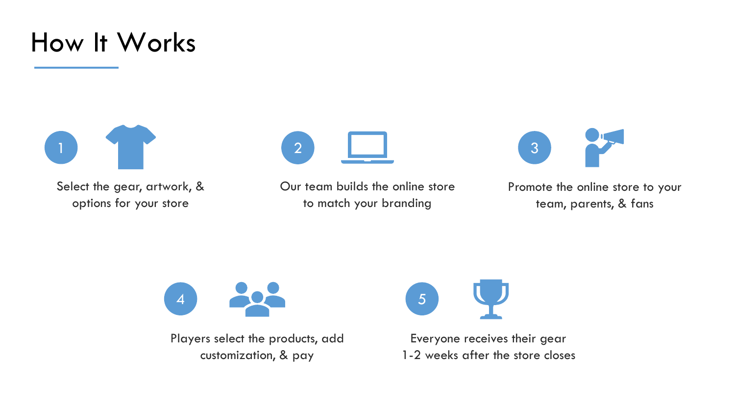# How It Works

1. Select the gear, artwork, & options for your store

2. Our team builds the online store to match your branding

3. Promote the online store to your team, parents, & fans

4. Players select the products, add customization, & pay

5. Everyone receives their gear 1-2 weeks after the store closes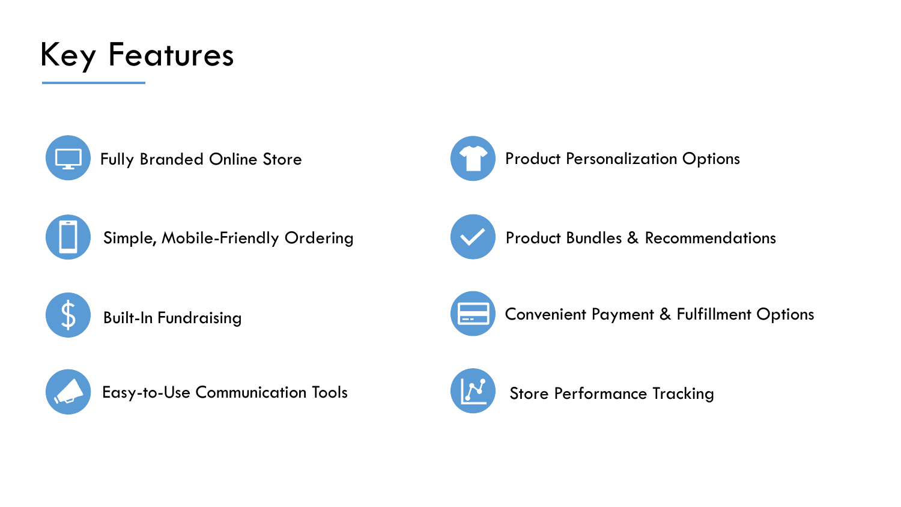# Key Features

- Fully Branded Online Store
- Simple, Mobile-Friendly Ordering
- Built-In Fundraising
- Easy-to-Use Communication Tools
- Product Personalization Options
- Product Bundles & Recommendations
- Convenient Payment & Fulfillment Options
- Store Performance Tracking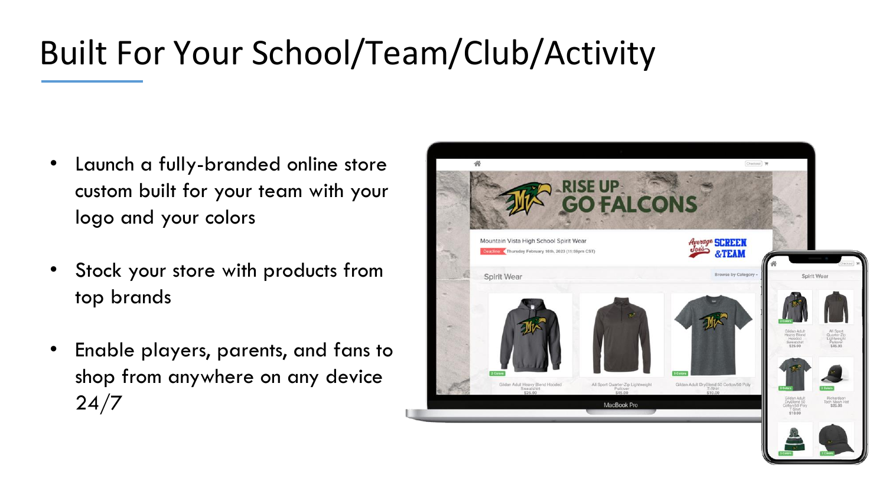# Built For Your School/Team/Club/Activity

- Launch a fully-branded online store custom built for your team with your logo and your colors
- Stock your store with products from top brands
- Enable players, parents, and fans to shop from anywhere on any device 24/7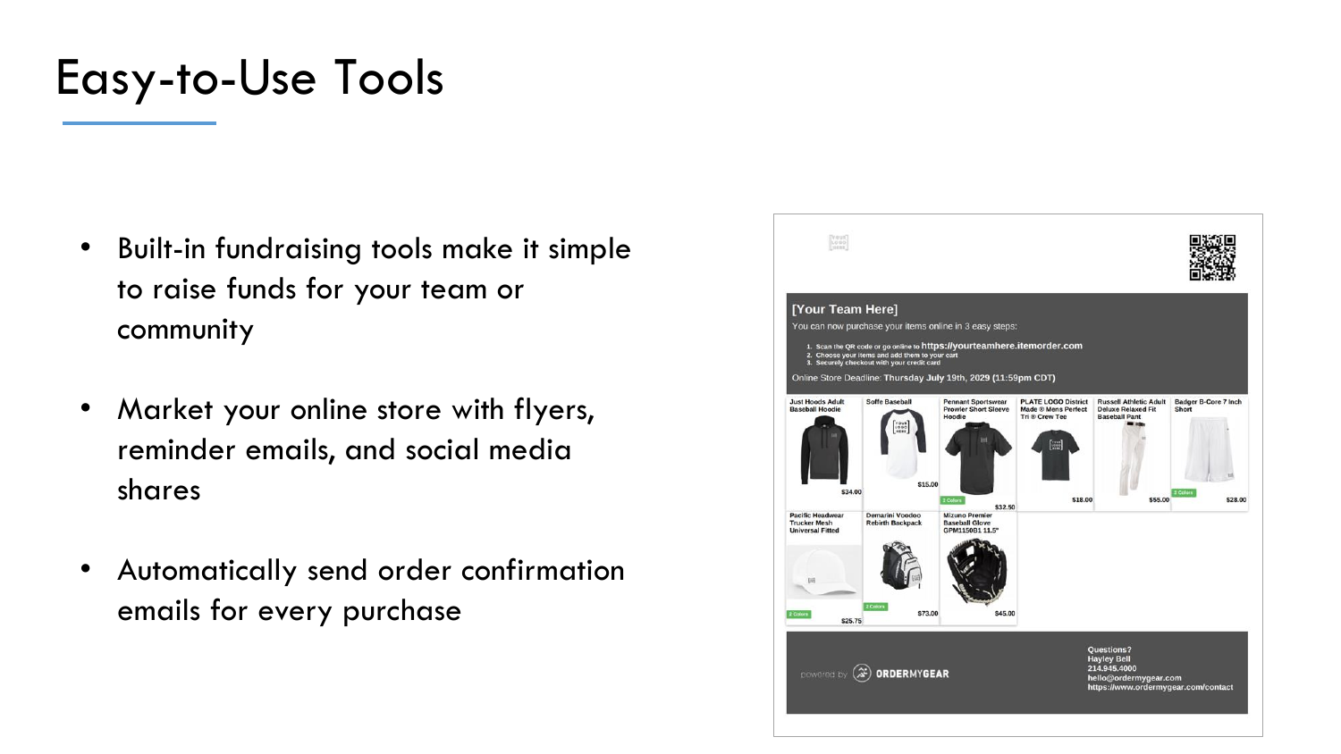# Easy-to-Use Tools

- Built-in fundraising tools make it simple to raise funds for your team or community
- Market your online store with flyers, reminder emails, and social media shares
- Automatically send order confirmation emails for every purchase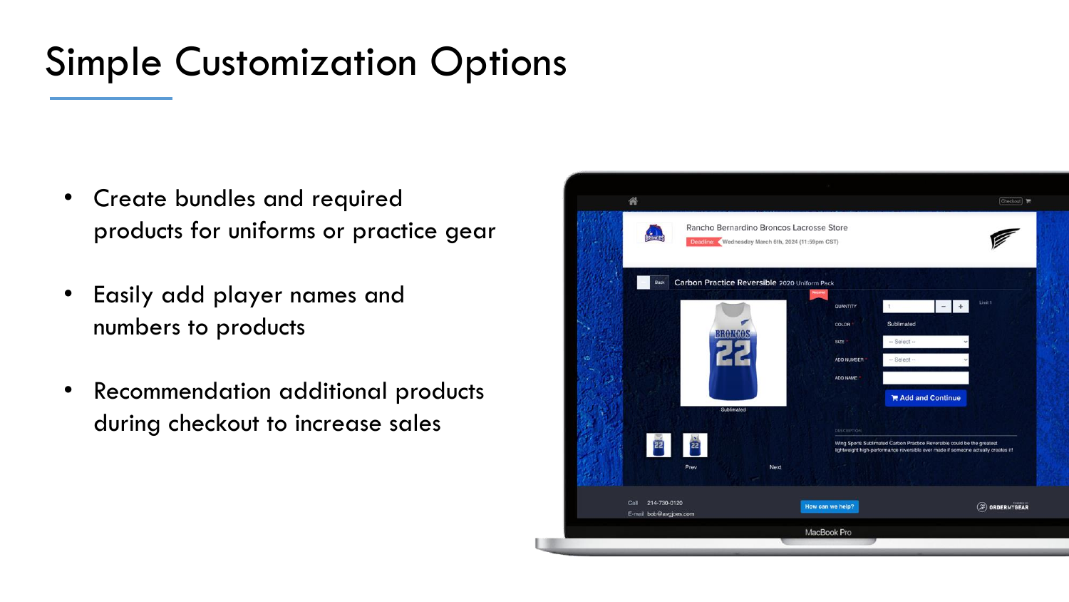# Simple Customization Options

- Create bundles and required products for uniforms or practice gear
- Easily add player names and numbers to products
- Recommendation additional products during checkout to increase sales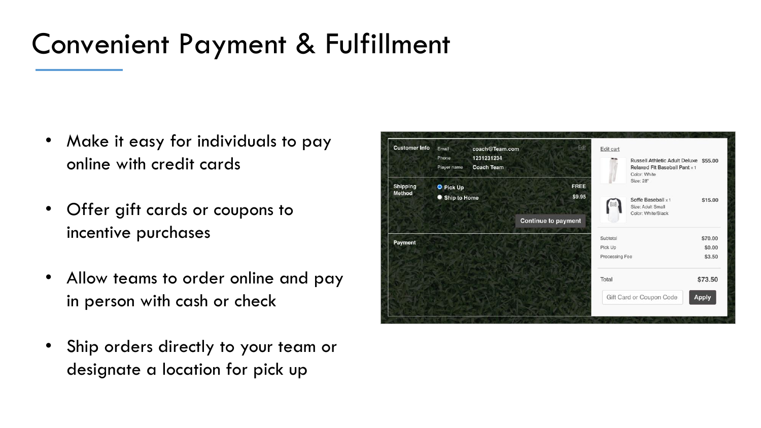# Convenient Payment & Fulfillment

- Make it easy for individuals to pay online with credit cards
- Offer gift cards or coupons to incentive purchases
- Allow teams to order online and pay in person with cash or check
- Ship orders directly to your team or designate a location for pick up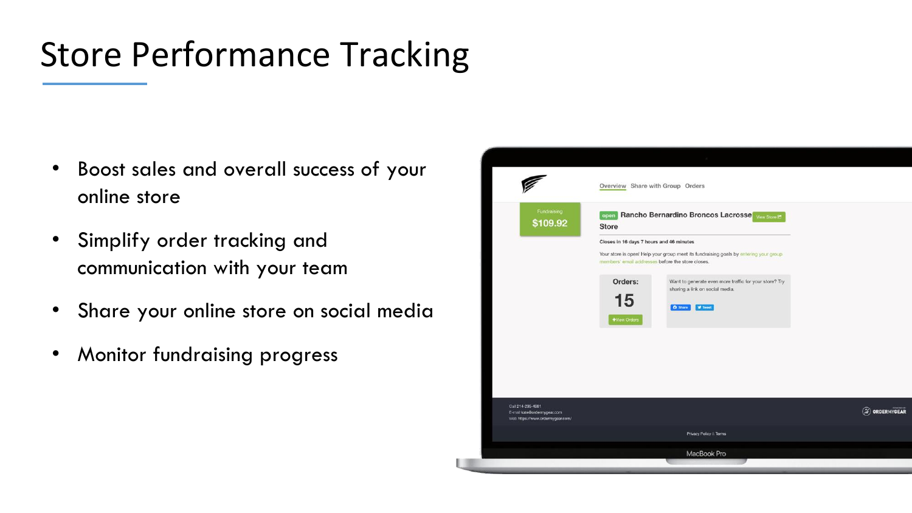# Store Performance Tracking

- Boost sales and overall success of your online store
- Simplify order tracking and communication with your team
- Share your online store on social media
- Monitor fundraising progress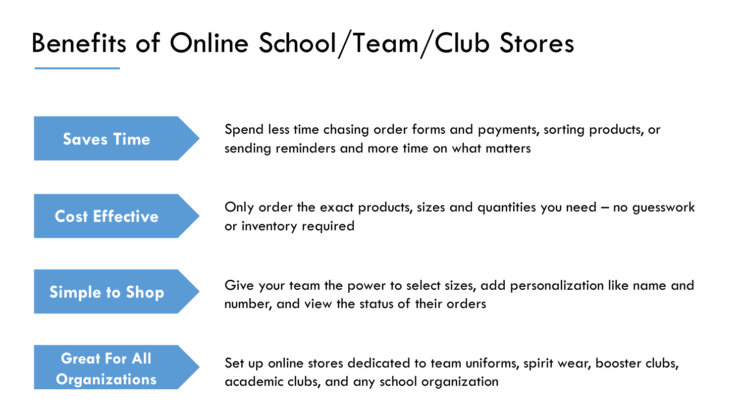# Benefits of Online School/Team/Club Stores

**Saves Time**

Spend less time chasing order forms and payments, sorting products, or sending reminders and more time on what matters

**Cost Effective**

Only order the exact products, sizes and quantities you need – no guesswork or inventory required

**Simple to Shop**

Give your team the power to select sizes, add personalization like name and number, and view the status of their orders

**Great For All Organizations**

Set up online stores dedicated to team uniforms, spirit wear, booster clubs, academic clubs, and any school organization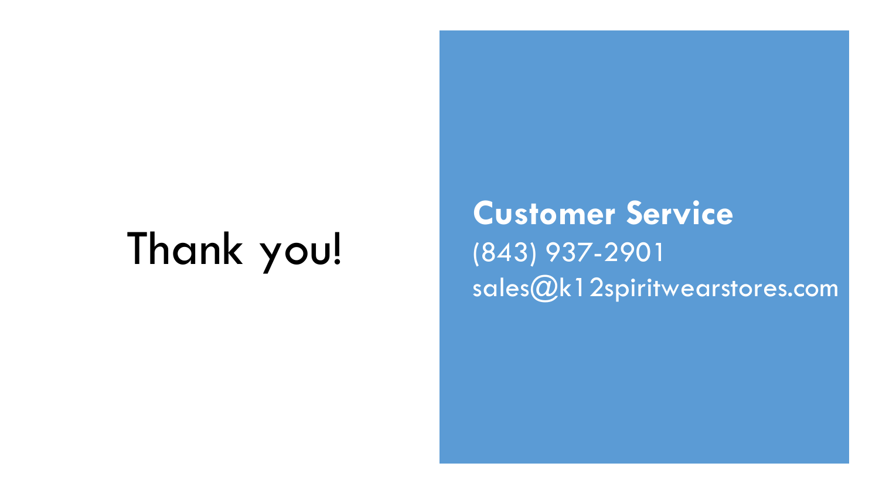# Thank you!

**Customer Service**

(843) 937-2901

sales@k12spiritwearstores.com